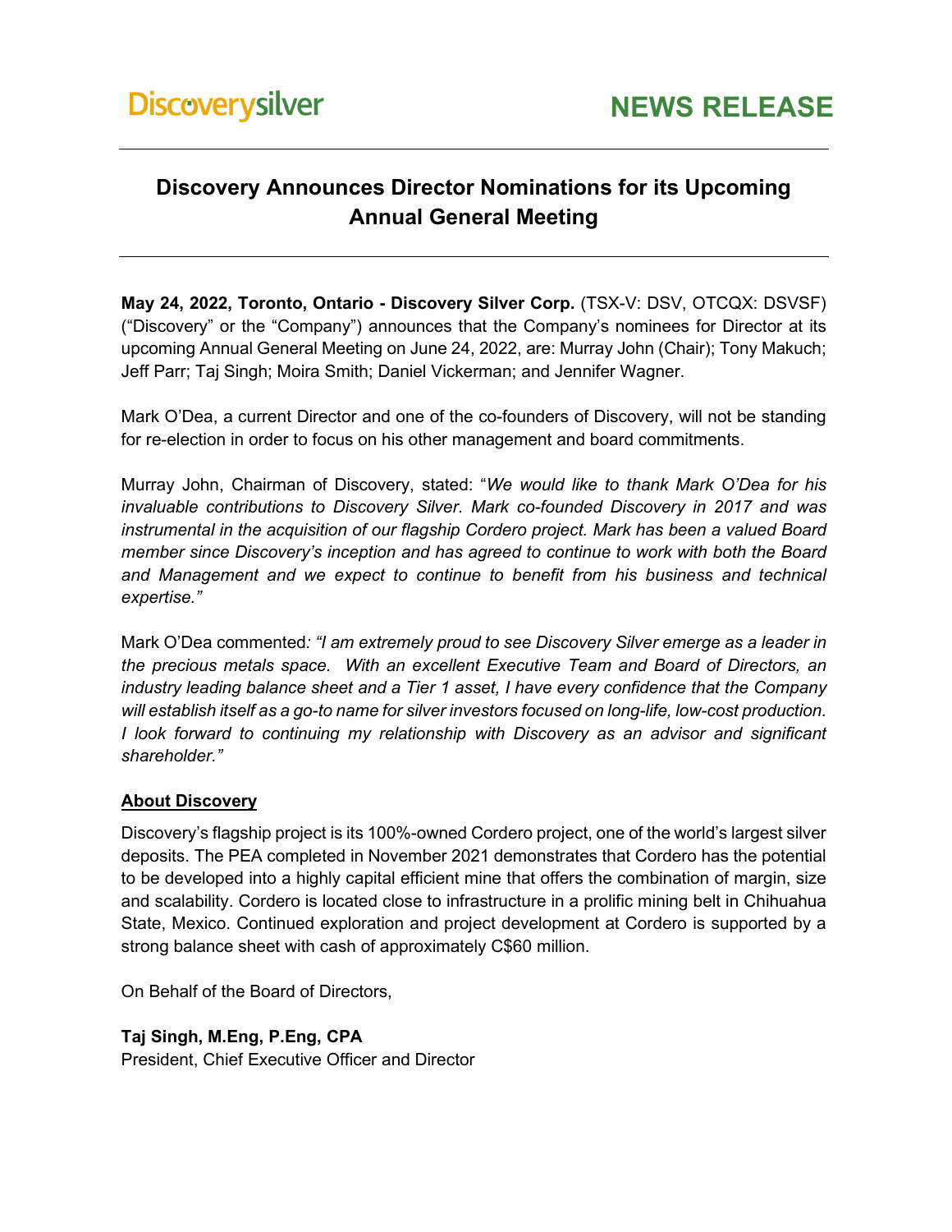Discoverysilver

**NEWS RELEASE**

# Discovery Announces Director Nominations for its Upcoming Annual General Meeting

**May 24, 2022, Toronto, Ontario - Discovery Silver Corp.** (TSX-V: DSV, OTCQX: DSVSF) ("Discovery" or the "Company") announces that the Company's nominees for Director at its upcoming Annual General Meeting on June 24, 2022, are: Murray John (Chair); Tony Makuch; Jeff Parr; Taj Singh; Moira Smith; Daniel Vickerman; and Jennifer Wagner.

Mark O'Dea, a current Director and one of the co-founders of Discovery, will not be standing for re-election in order to focus on his other management and board commitments.

Murray John, Chairman of Discovery, stated: "*We would like to thank Mark O'Dea for his invaluable contributions to Discovery Silver. Mark co-founded Discovery in 2017 and was instrumental in the acquisition of our flagship Cordero project. Mark has been a valued Board member since Discovery's inception and has agreed to continue to work with both the Board and Management and we expect to continue to benefit from his business and technical expertise.*"

Mark O'Dea commented*: "I am extremely proud to see Discovery Silver emerge as a leader in the precious metals space. With an excellent Executive Team and Board of Directors, an industry leading balance sheet and a Tier 1 asset, I have every confidence that the Company will establish itself as a go-to name for silver investors focused on long-life, low-cost production. I look forward to continuing my relationship with Discovery as an advisor and significant shareholder."*

**About Discovery**

Discovery's flagship project is its 100%-owned Cordero project, one of the world's largest silver deposits. The PEA completed in November 2021 demonstrates that Cordero has the potential to be developed into a highly capital efficient mine that offers the combination of margin, size and scalability. Cordero is located close to infrastructure in a prolific mining belt in Chihuahua State, Mexico. Continued exploration and project development at Cordero is supported by a strong balance sheet with cash of approximately C$60 million.

On Behalf of the Board of Directors,

**Taj Singh, M.Eng, P.Eng, CPA**
President, Chief Executive Officer and Director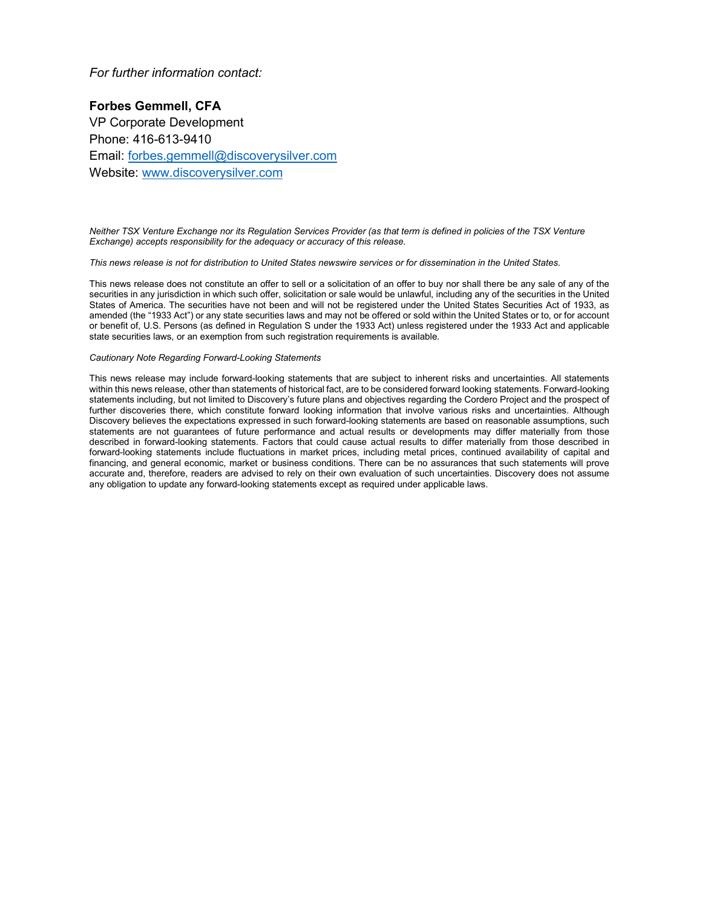*For further information contact:*

**Forbes Gemmell, CFA**
VP Corporate Development
Phone: 416-613-9410
Email: [forbes.gemmell@discoverysilver.com](mailto:forbes.gemmell@discoverysilver.com)
Website: [www.discoverysilver.com](http://www.discoverysilver.com)

*Neither TSX Venture Exchange nor its Regulation Services Provider (as that term is defined in policies of the TSX Venture Exchange) accepts responsibility for the adequacy or accuracy of this release.*

*This news release is not for distribution to United States newswire services or for dissemination in the United States.*

This news release does not constitute an offer to sell or a solicitation of an offer to buy nor shall there be any sale of any of the securities in any jurisdiction in which such offer, solicitation or sale would be unlawful, including any of the securities in the United States of America. The securities have not been and will not be registered under the United States Securities Act of 1933, as amended (the "1933 Act") or any state securities laws and may not be offered or sold within the United States or to, or for account or benefit of, U.S. Persons (as defined in Regulation S under the 1933 Act) unless registered under the 1933 Act and applicable state securities laws, or an exemption from such registration requirements is available.

*Cautionary Note Regarding Forward-Looking Statements*

This news release may include forward-looking statements that are subject to inherent risks and uncertainties. All statements within this news release, other than statements of historical fact, are to be considered forward looking statements. Forward-looking statements including, but not limited to Discovery's future plans and objectives regarding the Cordero Project and the prospect of further discoveries there, which constitute forward looking information that involve various risks and uncertainties. Although Discovery believes the expectations expressed in such forward-looking statements are based on reasonable assumptions, such statements are not guarantees of future performance and actual results or developments may differ materially from those described in forward-looking statements. Factors that could cause actual results to differ materially from those described in forward-looking statements include fluctuations in market prices, including metal prices, continued availability of capital and financing, and general economic, market or business conditions. There can be no assurances that such statements will prove accurate and, therefore, readers are advised to rely on their own evaluation of such uncertainties. Discovery does not assume any obligation to update any forward-looking statements except as required under applicable laws.